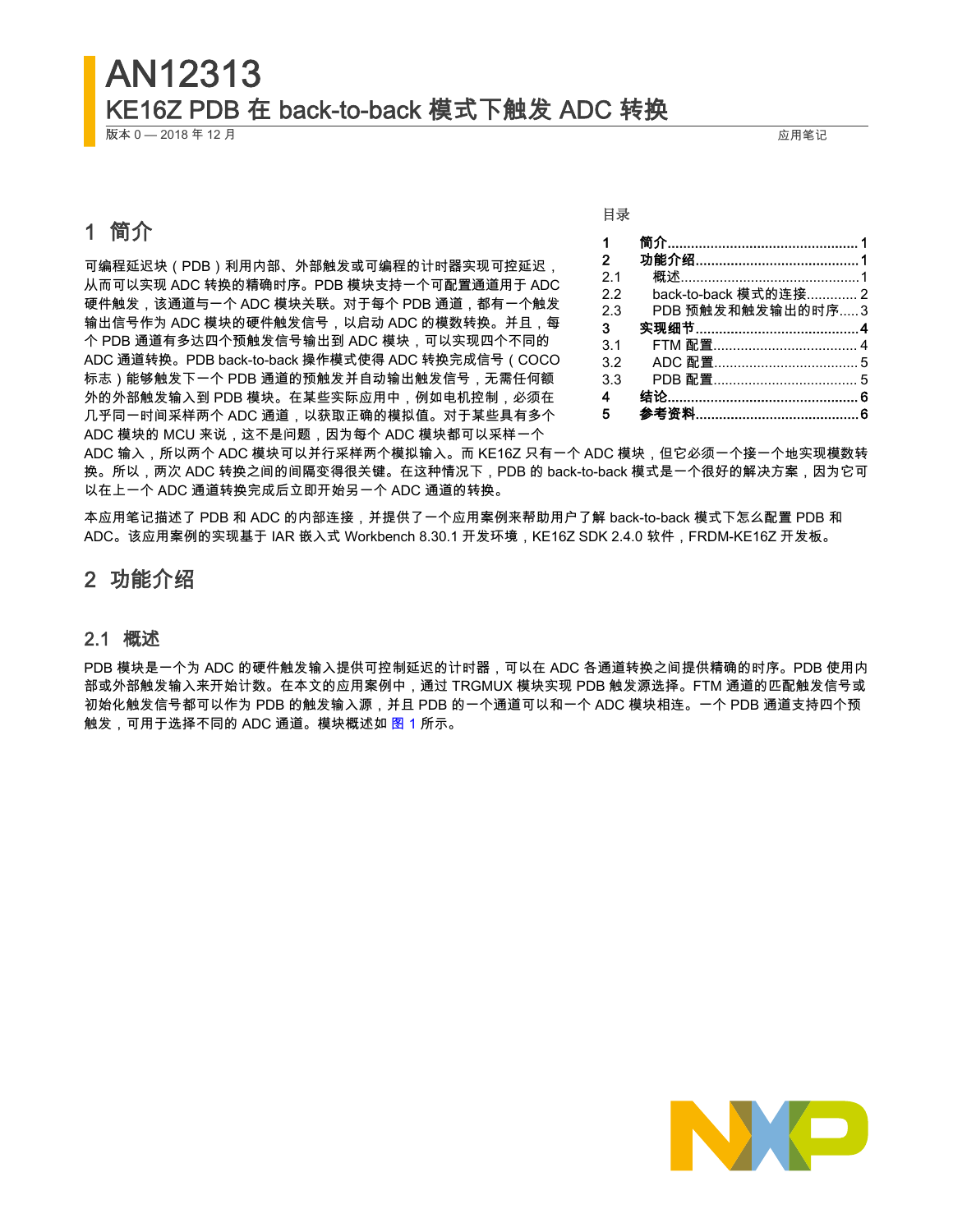# AN12313

## KE16Z PDB 在 back-to-back 模式下触发 ADC 转换

版本 0 — 2018 年 12 月　　应用笔记

目录

| | | |
|---|---|---|
| 1 | 简介 | 1 |
| 2 | 功能介绍 | 1 |
| 2.1 | 概述 | 1 |
| 2.2 | back-to-back 模式的连接 | 2 |
| 2.3 | PDB 预触发和触发输出的时序 | 3 |
| 3 | 实现细节 | 4 |
| 3.1 | FTM 配置 | 4 |
| 3.2 | ADC 配置 | 5 |
| 3.3 | PDB 配置 | 5 |
| 4 | 结论 | 6 |
| 5 | 参考资料 | 6 |

## 1 简介

可编程延迟块（PDB）利用内部、外部触发或可编程的计时器实现可控延迟，从而可以实现 ADC 转换的精确时序。PDB 模块支持一个可配置通道用于 ADC 硬件触发，该通道与一个 ADC 模块关联。对于每个 PDB 通道，都有一个触发输出信号作为 ADC 模块的硬件触发信号，以启动 ADC 的模数转换。并且，每个 PDB 通道有多达四个预触发信号输出到 ADC 模块，可以实现四个不同的 ADC 通道转换。PDB back-to-back 操作模式使得 ADC 转换完成信号（COCO 标志）能够触发下一个 PDB 通道的预触发并自动输出触发信号，无需任何额外的外部触发输入到 PDB 模块。在某些实际应用中，例如电机控制，必须在几乎同一时间采样两个 ADC 通道，以获取正确的模拟值。对于某些具有多个 ADC 模块的 MCU 来说，这不是问题，因为每个 ADC 模块都可以采样一个 ADC 输入，所以两个 ADC 模块可以并行采样两个模拟输入。而 KE16Z 只有一个 ADC 模块，但它必须一个接一个地实现模数转换。所以，两次 ADC 转换之间的间隔变得很关键。在这种情况下，PDB 的 back-to-back 模式是一个很好的解决方案，因为它可以在上一个 ADC 通道转换完成后立即开始另一个 ADC 通道的转换。

本应用笔记描述了 PDB 和 ADC 的内部连接，并提供了一个应用案例来帮助用户了解 back-to-back 模式下怎么配置 PDB 和 ADC。该应用案例的实现基于 IAR 嵌入式 Workbench 8.30.1 开发环境，KE16Z SDK 2.4.0 软件，FRDM-KE16Z 开发板。

## 2 功能介绍

### 2.1 概述

PDB 模块是一个为 ADC 的硬件触发输入提供可控制延迟的计时器，可以在 ADC 各通道转换之间提供精确的时序。PDB 使用内部或外部触发输入来开始计数。在本文的应用案例中，通过 TRGMUX 模块实现 PDB 触发源选择。FTM 通道的匹配触发信号或初始化触发信号都可以作为 PDB 的触发输入源，并且 PDB 的一个通道可以和一个 ADC 模块相连。一个 PDB 通道支持四个预触发，可用于选择不同的 ADC 通道。模块概述如 图 1 所示。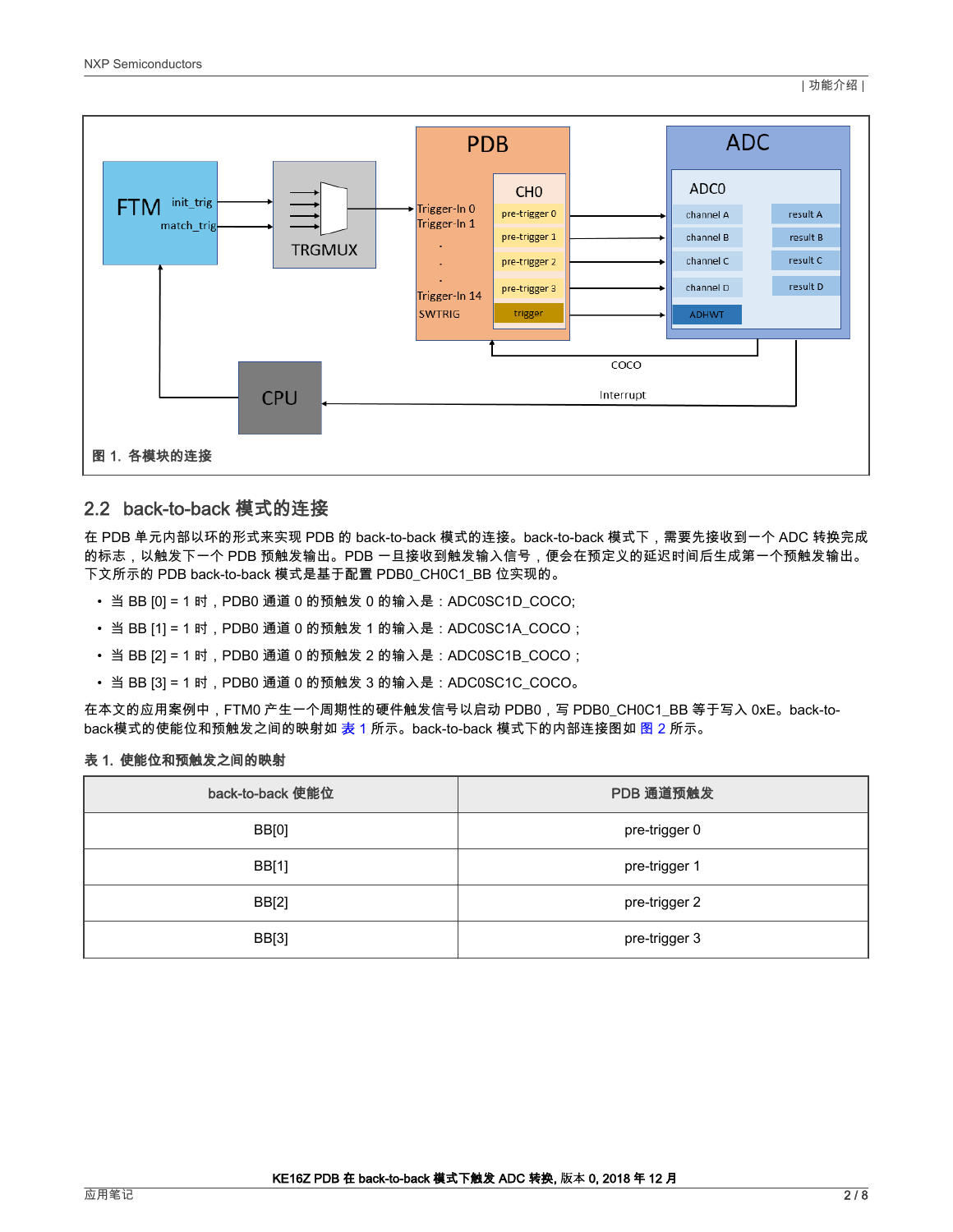图 1. 各模块的连接

## 2.2 back-to-back 模式的连接

在 PDB 单元内部以环的形式来实现 PDB 的 back-to-back 模式的连接。back-to-back 模式下，需要先接收到一个 ADC 转换完成的标志，以触发下一个 PDB 预触发输出。PDB 一旦接收到触发输入信号，便会在预定义的延迟时间后生成第一个预触发输出。下文所示的 PDB back-to-back 模式是基于配置 PDB0_CH0C1_BB 位实现的。

- 当 BB [0] = 1 时，PDB0 通道 0 的预触发 0 的输入是：ADC0SC1D_COCO;
- 当 BB [1] = 1 时，PDB0 通道 0 的预触发 1 的输入是：ADC0SC1A_COCO；
- 当 BB [2] = 1 时，PDB0 通道 0 的预触发 2 的输入是：ADC0SC1B_COCO；
- 当 BB [3] = 1 时，PDB0 通道 0 的预触发 3 的输入是：ADC0SC1C_COCO。

在本文的应用案例中，FTM0 产生一个周期性的硬件触发信号以启动 PDB0，写 PDB0_CH0C1_BB 等于写入 0xE。back-to-back模式的使能位和预触发之间的映射如 表 1 所示。back-to-back 模式下的内部连接图如 图 2 所示。

**表 1. 使能位和预触发之间的映射**

| back-to-back 使能位 | PDB 通道预触发 |
|---|---|
| BB[0] | pre-trigger 0 |
| BB[1] | pre-trigger 1 |
| BB[2] | pre-trigger 2 |
| BB[3] | pre-trigger 3 |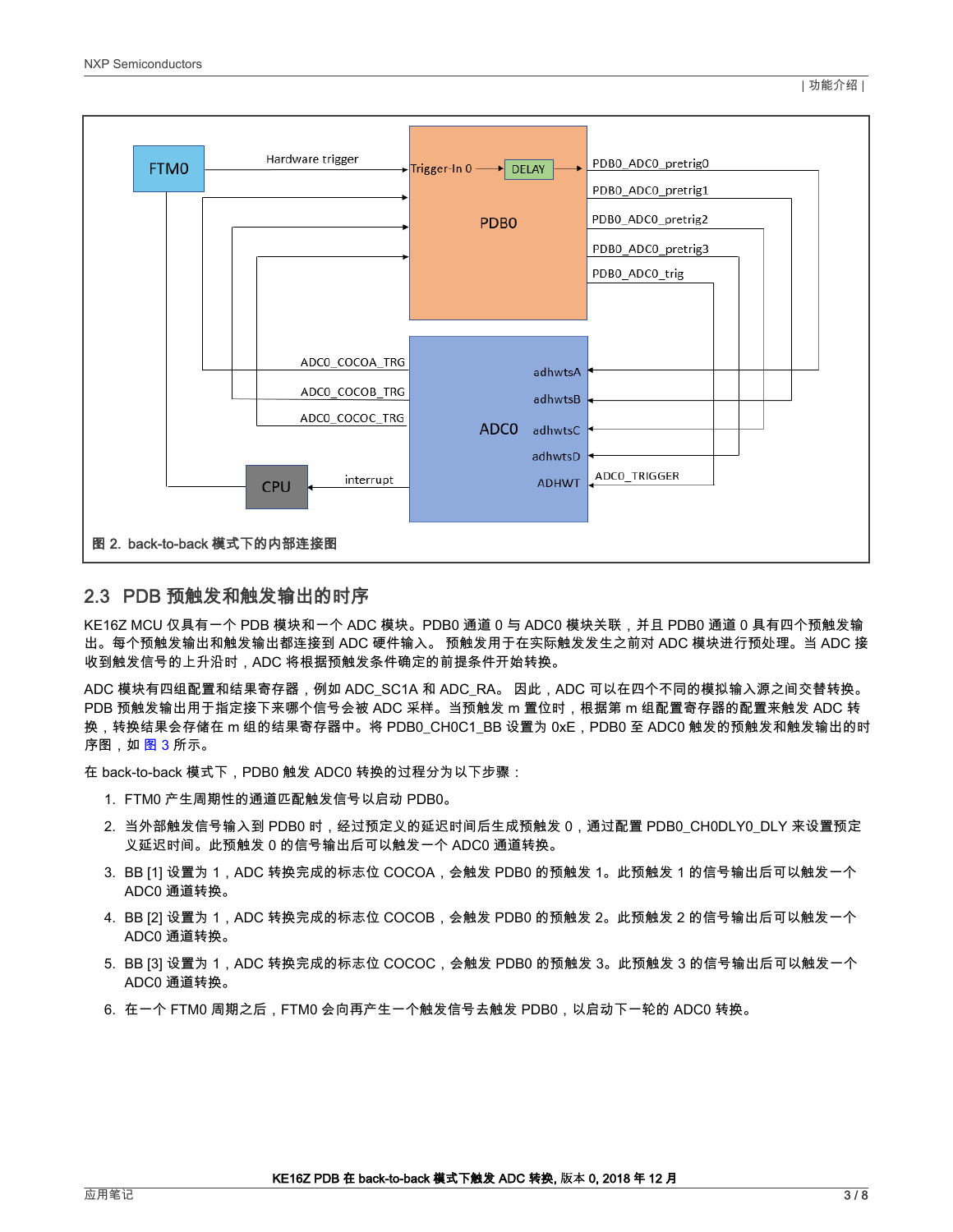图 2. back-to-back 模式下的内部连接图

## 2.3 PDB 预触发和触发输出的时序

KE16Z MCU 仅具有一个 PDB 模块和一个 ADC 模块。PDB0 通道 0 与 ADC0 模块关联，并且 PDB0 通道 0 具有四个预触发输出。每个预触发输出和触发输出都连接到 ADC 硬件输入。 预触发用于在实际触发发生之前对 ADC 模块进行预处理。当 ADC 接收到触发信号的上升沿时，ADC 将根据预触发条件确定的前提条件开始转换。

ADC 模块有四组配置和结果寄存器，例如 ADC_SC1A 和 ADC_RA。 因此，ADC 可以在四个不同的模拟输入源之间交替转换。PDB 预触发输出用于指定接下来哪个信号会被 ADC 采样。当预触发 m 置位时，根据第 m 组配置寄存器的配置来触发 ADC 转换，转换结果会存储在 m 组的结果寄存器中。将 PDB0_CH0C1_BB 设置为 0xE，PDB0 至 ADC0 触发的预触发和触发输出的时序图，如 图 3 所示。

在 back-to-back 模式下，PDB0 触发 ADC0 转换的过程分为以下步骤：

1. FTM0 产生周期性的通道匹配触发信号以启动 PDB0。
2. 当外部触发信号输入到 PDB0 时，经过预定义的延迟时间后生成预触发 0，通过配置 PDB0_CH0DLY0_DLY 来设置预定义延迟时间。此预触发 0 的信号输出后可以触发一个 ADC0 通道转换。
3. BB [1] 设置为 1，ADC 转换完成的标志位 COCOA，会触发 PDB0 的预触发 1。此预触发 1 的信号输出后可以触发一个 ADC0 通道转换。
4. BB [2] 设置为 1，ADC 转换完成的标志位 COCOB，会触发 PDB0 的预触发 2。此预触发 2 的信号输出后可以触发一个 ADC0 通道转换。
5. BB [3] 设置为 1，ADC 转换完成的标志位 COCOC，会触发 PDB0 的预触发 3。此预触发 3 的信号输出后可以触发一个 ADC0 通道转换。
6. 在一个 FTM0 周期之后，FTM0 会向再产生一个触发信号去触发 PDB0，以启动下一轮的 ADC0 转换。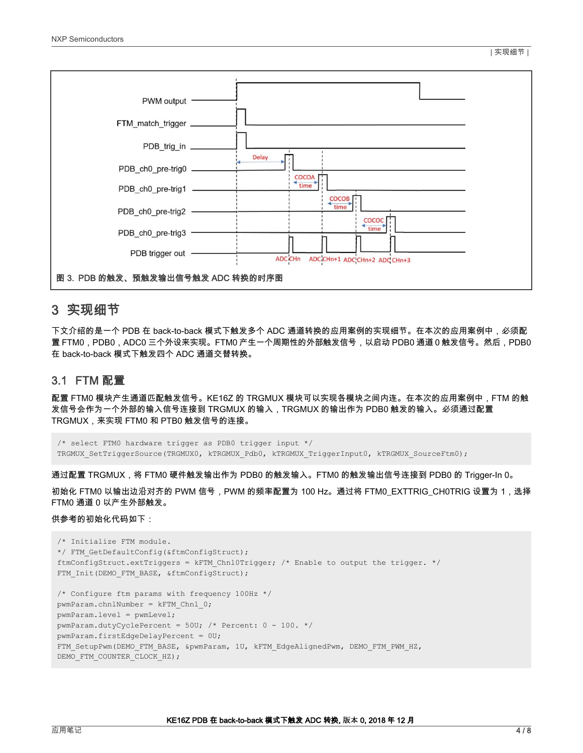图 3. PDB 的触发、预触发输出信号触发 ADC 转换的时序图

## 3 实现细节

下文介绍的是一个 PDB 在 back-to-back 模式下触发多个 ADC 通道转换的应用案例的实现细节。在本次的应用案例中，必须配置 FTM0，PDB0，ADC0 三个外设来实现。FTM0 产生一个周期性的外部触发信号，以启动 PDB0 通道 0 触发信号。然后，PDB0 在 back-to-back 模式下触发四个 ADC 通道交替转换。

### 3.1 FTM 配置

配置 FTM0 模块产生通道匹配触发信号。KE16Z 的 TRGMUX 模块可以实现各模块之间内连。在本次的应用案例中，FTM 的触发信号会作为一个外部的输入信号连接到 TRGMUX 的输入，TRGMUX 的输出作为 PDB0 触发的输入。必须通过配置 TRGMUX，来实现 FTM0 和 PTB0 触发信号的连接。

```
/* select FTM0 hardware trigger as PDB0 trigger input */
TRGMUX_SetTriggerSource(TRGMUX0, kTRGMUX_Pdb0, kTRGMUX_TriggerInput0, kTRGMUX_SourceFtm0);
```

通过配置 TRGMUX，将 FTM0 硬件触发输出作为 PDB0 的触发输入。FTM0 的触发输出信号连接到 PDB0 的 Trigger-In 0。

初始化 FTM0 以输出边沿对齐的 PWM 信号，PWM 的频率配置为 100 Hz。通过将 FTM0_EXTTRIG_CH0TRIG 设置为 1，选择 FTM0 通道 0 以产生外部触发。

供参考的初始化代码如下：

```
/* Initialize FTM module.
*/ FTM_GetDefaultConfig(&ftmConfigStruct);
ftmConfigStruct.extTriggers = kFTM_Chnl0Trigger; /* Enable to output the trigger. */
FTM_Init(DEMO_FTM_BASE, &ftmConfigStruct);

/* Configure ftm params with frequency 100Hz */
pwmParam.chnlNumber = kFTM_Chnl_0;
pwmParam.level = pwmLevel;
pwmParam.dutyCyclePercent = 50U; /* Percent: 0 - 100. */
pwmParam.firstEdgeDelayPercent = 0U;
FTM_SetupPwm(DEMO_FTM_BASE, &pwmParam, 1U, kFTM_EdgeAlignedPwm, DEMO_FTM_PWM_HZ,
DEMO_FTM_COUNTER_CLOCK_HZ);
```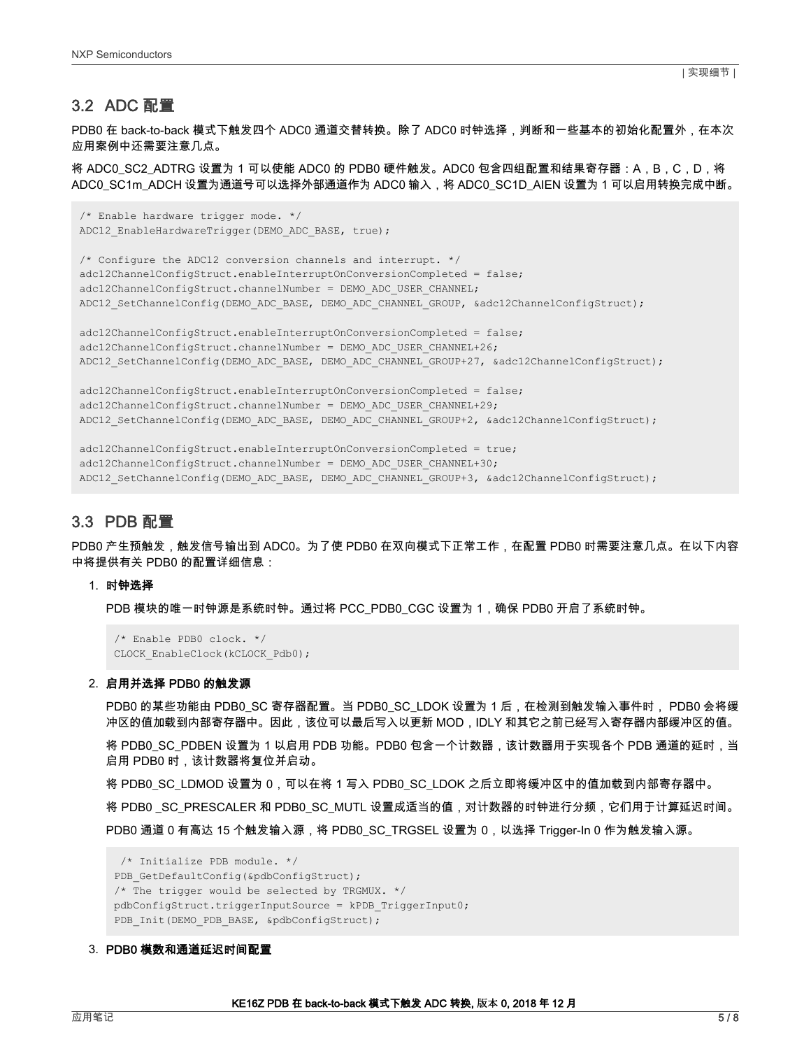## 3.2 ADC 配置

PDB0 在 back-to-back 模式下触发四个 ADC0 通道交替转换。除了 ADC0 时钟选择，判断和一些基本的初始化配置外，在本次应用案例中还需要注意几点。

将 ADC0_SC2_ADTRG 设置为 1 可以使能 ADC0 的 PDB0 硬件触发。ADC0 包含四组配置和结果寄存器：A，B，C，D，将 ADC0_SC1m_ADCH 设置为通道号可以选择外部通道作为 ADC0 输入，将 ADC0_SC1D_AIEN 设置为 1 可以启用转换完成中断。

```
/* Enable hardware trigger mode. */
ADC12_EnableHardwareTrigger(DEMO_ADC_BASE, true);

/* Configure the ADC12 conversion channels and interrupt. */
adc12ChannelConfigStruct.enableInterruptOnConversionCompleted = false;
adc12ChannelConfigStruct.channelNumber = DEMO_ADC_USER_CHANNEL;
ADC12_SetChannelConfig(DEMO_ADC_BASE, DEMO_ADC_CHANNEL_GROUP, &adc12ChannelConfigStruct);

adc12ChannelConfigStruct.enableInterruptOnConversionCompleted = false;
adc12ChannelConfigStruct.channelNumber = DEMO_ADC_USER_CHANNEL+26;
ADC12_SetChannelConfig(DEMO_ADC_BASE, DEMO_ADC_CHANNEL_GROUP+27, &adc12ChannelConfigStruct);

adc12ChannelConfigStruct.enableInterruptOnConversionCompleted = false;
adc12ChannelConfigStruct.channelNumber = DEMO_ADC_USER_CHANNEL+29;
ADC12_SetChannelConfig(DEMO_ADC_BASE, DEMO_ADC_CHANNEL_GROUP+2, &adc12ChannelConfigStruct);

adc12ChannelConfigStruct.enableInterruptOnConversionCompleted = true;
adc12ChannelConfigStruct.channelNumber = DEMO_ADC_USER_CHANNEL+30;
ADC12_SetChannelConfig(DEMO_ADC_BASE, DEMO_ADC_CHANNEL_GROUP+3, &adc12ChannelConfigStruct);
```

## 3.3 PDB 配置

PDB0 产生预触发，触发信号输出到 ADC0。为了使 PDB0 在双向模式下正常工作，在配置 PDB0 时需要注意几点。在以下内容中将提供有关 PDB0 的配置详细信息：

1. **时钟选择**

   PDB 模块的唯一时钟源是系统时钟。通过将 PCC_PDB0_CGC 设置为 1，确保 PDB0 开启了系统时钟。

   ```
   /* Enable PDB0 clock. */
   CLOCK_EnableClock(kCLOCK_Pdb0);
   ```

2. **启用并选择 PDB0 的触发源**

   PDB0 的某些功能由 PDB0_SC 寄存器配置。当 PDB0_SC_LDOK 设置为 1 后，在检测到触发输入事件时， PDB0 会将缓冲区的值加载到内部寄存器中。因此，该位可以最后写入以更新 MOD，IDLY 和其它之前已经写入寄存器内部缓冲区的值。

   将 PDB0_SC_PDBEN 设置为 1 以启用 PDB 功能。PDB0 包含一个计数器，该计数器用于实现各个 PDB 通道的延时，当启用 PDB0 时，该计数器将复位并启动。

   将 PDB0_SC_LDMOD 设置为 0，可以在将 1 写入 PDB0_SC_LDOK 之后立即将缓冲区中的值加载到内部寄存器中。

   将 PDB0 _SC_PRESCALER 和 PDB0_SC_MUTL 设置成适当的值，对计数器的时钟进行分频，它们用于计算延迟时间。

   PDB0 通道 0 有高达 15 个触发输入源，将 PDB0_SC_TRGSEL 设置为 0，以选择 Trigger-In 0 作为触发输入源。

   ```
    /* Initialize PDB module. */
   PDB_GetDefaultConfig(&pdbConfigStruct);
   /* The trigger would be selected by TRGMUX. */
   pdbConfigStruct.triggerInputSource = kPDB_TriggerInput0;
   PDB_Init(DEMO_PDB_BASE, &pdbConfigStruct);
   ```

3. **PDB0 模数和通道延迟时间配置**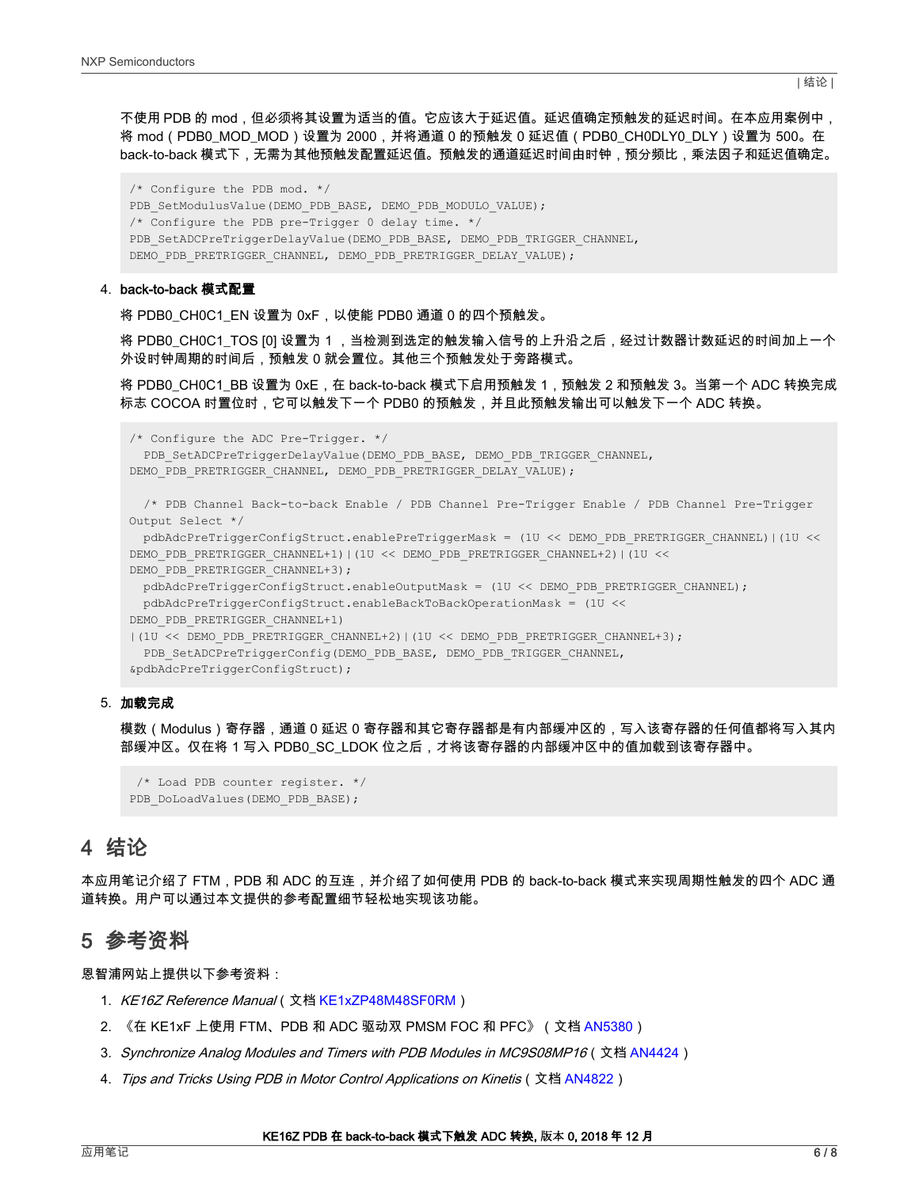不使用 PDB 的 mod，但必须将其设置为适当的值。它应该大于延迟值。延迟值确定预触发的延迟时间。在本应用案例中，将 mod（PDB0_MOD_MOD）设置为 2000，并将通道 0 的预触发 0 延迟值（PDB0_CH0DLY0_DLY）设置为 500。在 back-to-back 模式下，无需为其他预触发配置延迟值。预触发的通道延迟时间由时钟，预分频比，乘法因子和延迟值确定。

```
/* Configure the PDB mod. */
PDB_SetModulusValue(DEMO_PDB_BASE, DEMO_PDB_MODULO_VALUE);
/* Configure the PDB pre-Trigger 0 delay time. */
PDB_SetADCPreTriggerDelayValue(DEMO_PDB_BASE, DEMO_PDB_TRIGGER_CHANNEL,
DEMO_PDB_PRETRIGGER_CHANNEL, DEMO_PDB_PRETRIGGER_DELAY_VALUE);
```

4. **back-to-back 模式配置**

   将 PDB0_CH0C1_EN 设置为 0xF，以使能 PDB0 通道 0 的四个预触发。

   将 PDB0_CH0C1_TOS [0] 设置为 1，当检测到选定的触发输入信号的上升沿之后，经过计数器计数延迟的时间加上一个外设时钟周期的时间后，预触发 0 就会置位。其他三个预触发处于旁路模式。

   将 PDB0_CH0C1_BB 设置为 0xE，在 back-to-back 模式下启用预触发 1，预触发 2 和预触发 3。当第一个 ADC 转换完成标志 COCOA 时置位时，它可以触发下一个 PDB0 的预触发，并且此预触发输出可以触发下一个 ADC 转换。

```
/* Configure the ADC Pre-Trigger. */
  PDB_SetADCPreTriggerDelayValue(DEMO_PDB_BASE, DEMO_PDB_TRIGGER_CHANNEL,
DEMO_PDB_PRETRIGGER_CHANNEL, DEMO_PDB_PRETRIGGER_DELAY_VALUE);

  /* PDB Channel Back-to-back Enable / PDB Channel Pre-Trigger Enable / PDB Channel Pre-Trigger
Output Select */
  pdbAdcPreTriggerConfigStruct.enablePreTriggerMask = (1U << DEMO_PDB_PRETRIGGER_CHANNEL)|(1U <<
DEMO_PDB_PRETRIGGER_CHANNEL+1)|(1U << DEMO_PDB_PRETRIGGER_CHANNEL+2)|(1U <<
DEMO_PDB_PRETRIGGER_CHANNEL+3);
  pdbAdcPreTriggerConfigStruct.enableOutputMask = (1U << DEMO_PDB_PRETRIGGER_CHANNEL);
  pdbAdcPreTriggerConfigStruct.enableBackToBackOperationMask = (1U <<
DEMO_PDB_PRETRIGGER_CHANNEL+1)
|(1U << DEMO_PDB_PRETRIGGER_CHANNEL+2)|(1U << DEMO_PDB_PRETRIGGER_CHANNEL+3);
  PDB_SetADCPreTriggerConfig(DEMO_PDB_BASE, DEMO_PDB_TRIGGER_CHANNEL,
&pdbAdcPreTriggerConfigStruct);
```

5. **加载完成**

   模数（Modulus）寄存器，通道 0 延迟 0 寄存器和其它寄存器都是有内部缓冲区的，写入该寄存器的任何值都将写入其内部缓冲区。仅在将 1 写入 PDB0_SC_LDOK 位之后，才将该寄存器的内部缓冲区中的值加载到该寄存器中。

```
 /* Load PDB counter register. */
PDB_DoLoadValues(DEMO_PDB_BASE);
```

## 4 结论

本应用笔记介绍了 FTM，PDB 和 ADC 的互连，并介绍了如何使用 PDB 的 back-to-back 模式来实现周期性触发的四个 ADC 通道转换。用户可以通过本文提供的参考配置细节轻松地实现该功能。

## 5 参考资料

恩智浦网站上提供以下参考资料：

1. *KE16Z Reference Manual*（文档 KE1xZP48M48SF0RM）
2. 《在 KE1xF 上使用 FTM、PDB 和 ADC 驱动双 PMSM FOC 和 PFC》（文档 AN5380）
3. *Synchronize Analog Modules and Timers with PDB Modules in MC9S08MP16*（文档 AN4424）
4. *Tips and Tricks Using PDB in Motor Control Applications on Kinetis*（文档 AN4822）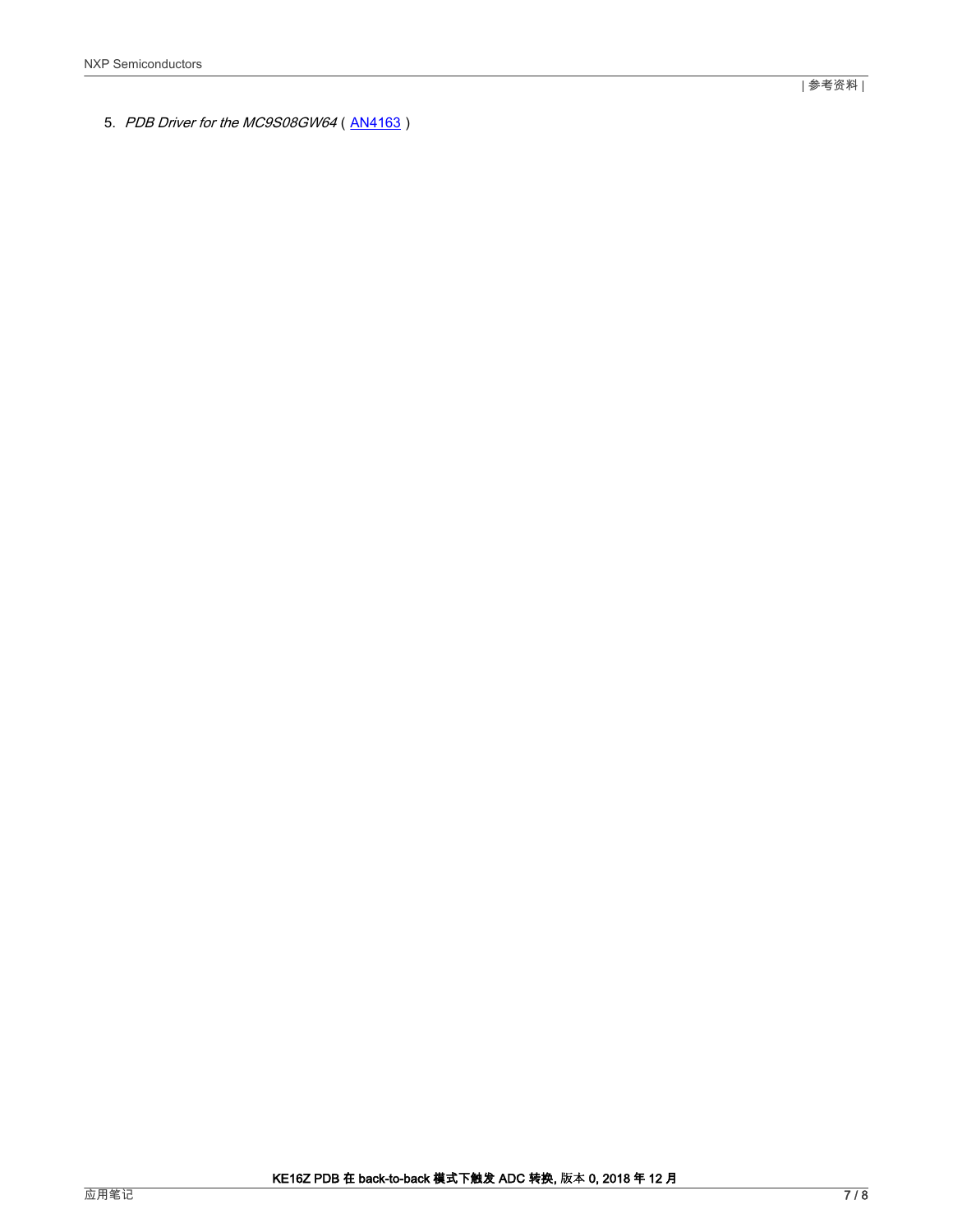5. *PDB Driver for the MC9S08GW64*（AN4163）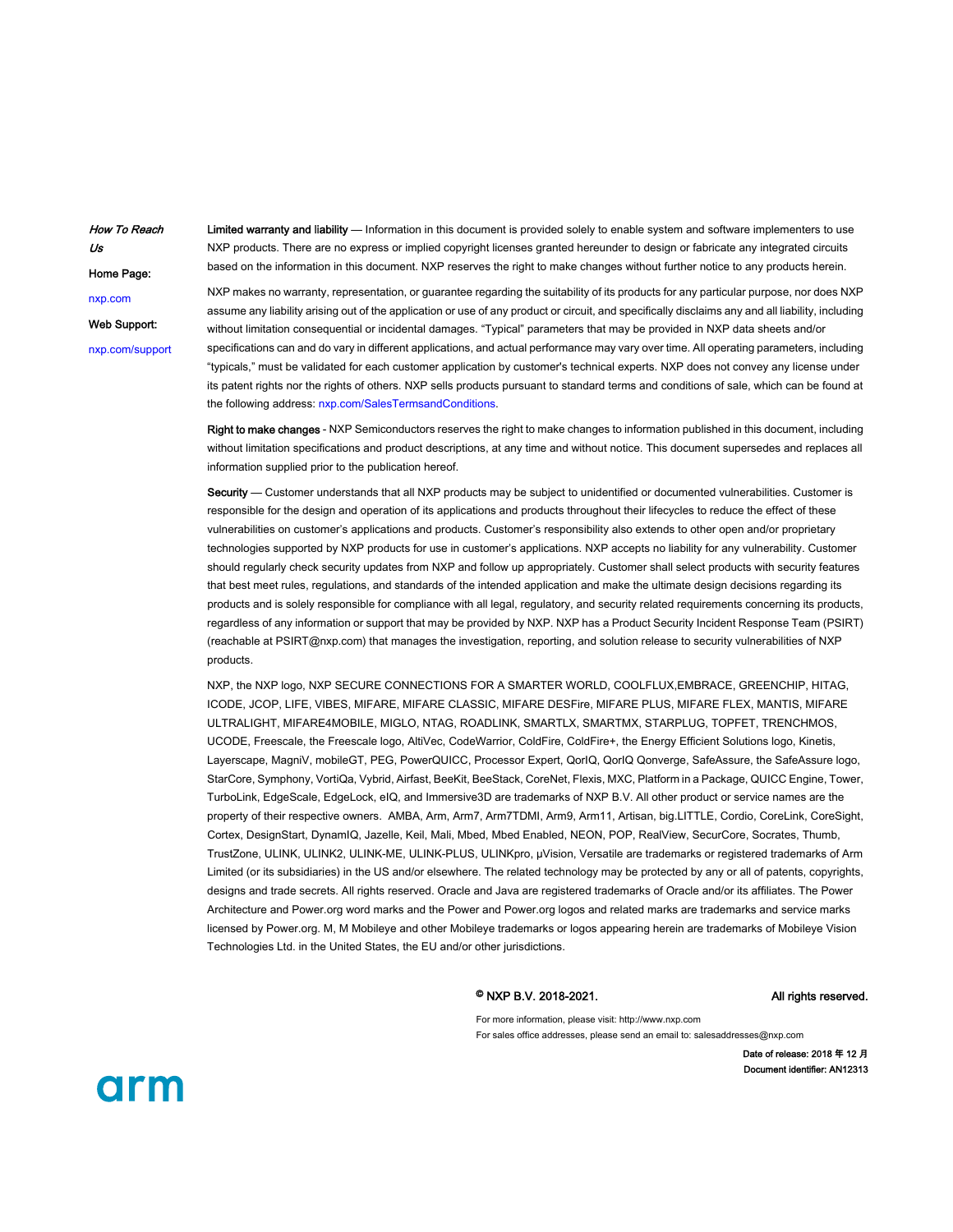*How To Reach Us*

**Home Page:**

nxp.com

**Web Support:**

nxp.com/support

**Limited warranty and liability** — Information in this document is provided solely to enable system and software implementers to use NXP products. There are no express or implied copyright licenses granted hereunder to design or fabricate any integrated circuits based on the information in this document. NXP reserves the right to make changes without further notice to any products herein.

NXP makes no warranty, representation, or guarantee regarding the suitability of its products for any particular purpose, nor does NXP assume any liability arising out of the application or use of any product or circuit, and specifically disclaims any and all liability, including without limitation consequential or incidental damages. "Typical" parameters that may be provided in NXP data sheets and/or specifications can and do vary in different applications, and actual performance may vary over time. All operating parameters, including "typicals," must be validated for each customer application by customer's technical experts. NXP does not convey any license under its patent rights nor the rights of others. NXP sells products pursuant to standard terms and conditions of sale, which can be found at the following address: nxp.com/SalesTermsandConditions.

**Right to make changes** - NXP Semiconductors reserves the right to make changes to information published in this document, including without limitation specifications and product descriptions, at any time and without notice. This document supersedes and replaces all information supplied prior to the publication hereof.

**Security** — Customer understands that all NXP products may be subject to unidentified or documented vulnerabilities. Customer is responsible for the design and operation of its applications and products throughout their lifecycles to reduce the effect of these vulnerabilities on customer's applications and products. Customer's responsibility also extends to other open and/or proprietary technologies supported by NXP products for use in customer's applications. NXP accepts no liability for any vulnerability. Customer should regularly check security updates from NXP and follow up appropriately. Customer shall select products with security features that best meet rules, regulations, and standards of the intended application and make the ultimate design decisions regarding its products and is solely responsible for compliance with all legal, regulatory, and security related requirements concerning its products, regardless of any information or support that may be provided by NXP. NXP has a Product Security Incident Response Team (PSIRT) (reachable at PSIRT@nxp.com) that manages the investigation, reporting, and solution release to security vulnerabilities of NXP products.

NXP, the NXP logo, NXP SECURE CONNECTIONS FOR A SMARTER WORLD, COOLFLUX,EMBRACE, GREENCHIP, HITAG, ICODE, JCOP, LIFE, VIBES, MIFARE, MIFARE CLASSIC, MIFARE DESFire, MIFARE PLUS, MIFARE FLEX, MANTIS, MIFARE ULTRALIGHT, MIFARE4MOBILE, MIGLO, NTAG, ROADLINK, SMARTLX, SMARTMX, STARPLUG, TOPFET, TRENCHMOS, UCODE, Freescale, the Freescale logo, AltiVec, CodeWarrior, ColdFire, ColdFire+, the Energy Efficient Solutions logo, Kinetis, Layerscape, MagniV, mobileGT, PEG, PowerQUICC, Processor Expert, QorIQ, QorIQ Qonverge, SafeAssure, the SafeAssure logo, StarCore, Symphony, VortiQa, Vybrid, Airfast, BeeKit, BeeStack, CoreNet, Flexis, MXC, Platform in a Package, QUICC Engine, Tower, TurboLink, EdgeScale, EdgeLock, eIQ, and Immersive3D are trademarks of NXP B.V. All other product or service names are the property of their respective owners. AMBA, Arm, Arm7, Arm7TDMI, Arm9, Arm11, Artisan, big.LITTLE, Cordio, CoreLink, CoreSight, Cortex, DesignStart, DynamIQ, Jazelle, Keil, Mali, Mbed, Mbed Enabled, NEON, POP, RealView, SecurCore, Socrates, Thumb, TrustZone, ULINK, ULINK2, ULINK-ME, ULINK-PLUS, ULINKpro, µVision, Versatile are trademarks or registered trademarks of Arm Limited (or its subsidiaries) in the US and/or elsewhere. The related technology may be protected by any or all of patents, copyrights, designs and trade secrets. All rights reserved. Oracle and Java are registered trademarks of Oracle and/or its affiliates. The Power Architecture and Power.org word marks and the Power and Power.org logos and related marks are trademarks and service marks licensed by Power.org. M, M Mobileye and other Mobileye trademarks or logos appearing herein are trademarks of Mobileye Vision Technologies Ltd. in the United States, the EU and/or other jurisdictions.

**© NXP B.V. 2018-2021. All rights reserved.**

For more information, please visit: http://www.nxp.com

For sales office addresses, please send an email to: salesaddresses@nxp.com

**Date of release: 2018 年 12 月**

**Document identifier: AN12313**

arm